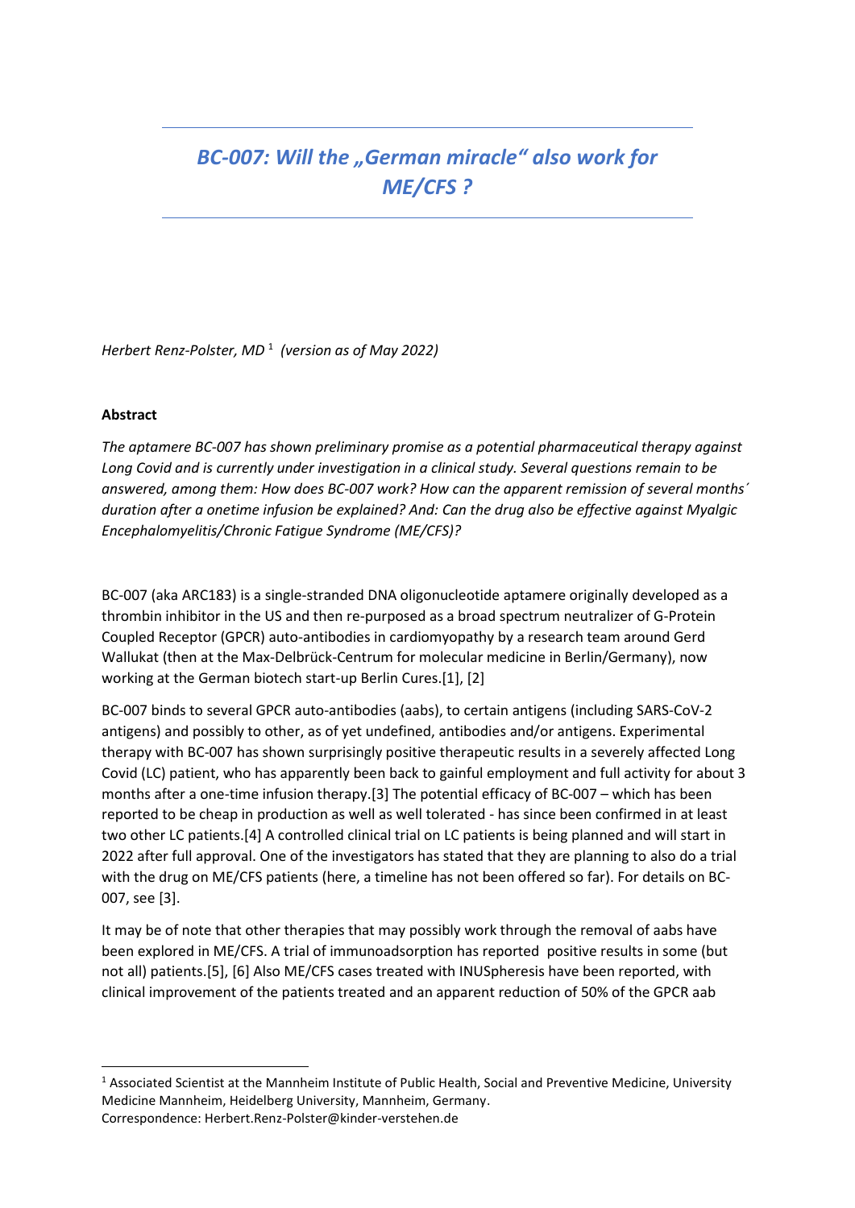# *BC-007: Will the „German miracle" also work for ME/CFS ?*

*Herbert Renz-Polster, MD* [1] *(version as of May 2022)*

**Abstract**

*The aptamere BC-007 has shown preliminary promise as a potential pharmaceutical therapy against Long Covid and is currently under investigation in a clinical study. Several questions remain to be answered, among them: How does BC-007 work? How can the apparent remission of several months´ duration after a onetime infusion be explained? And: Can the drug also be effective against Myalgic Encephalomyelitis/Chronic Fatigue Syndrome (ME/CFS)?*

BC-007 (aka ARC183) is a single-stranded DNA oligonucleotide aptamere originally developed as a thrombin inhibitor in the US and then re-purposed as a broad spectrum neutralizer of G-Protein Coupled Receptor (GPCR) auto-antibodies in cardiomyopathy by a research team around Gerd Wallukat (then at the Max-Delbrück-Centrum for molecular medicine in Berlin/Germany), now working at the German biotech start-up Berlin Cures.[1], [2]

BC-007 binds to several GPCR auto-antibodies (aabs), to certain antigens (including SARS-CoV-2 antigens) and possibly to other, as of yet undefined, antibodies and/or antigens. Experimental therapy with BC-007 has shown surprisingly positive therapeutic results in a severely affected Long Covid (LC) patient, who has apparently been back to gainful employment and full activity for about 3 months after a one-time infusion therapy.[3] The potential efficacy of BC-007 – which has been reported to be cheap in production as well as well tolerated - has since been confirmed in at least two other LC patients.[4] A controlled clinical trial on LC patients is being planned and will start in 2022 after full approval. One of the investigators has stated that they are planning to also do a trial with the drug on ME/CFS patients (here, a timeline has not been offered so far). For details on BC-007, see [3].

It may be of note that other therapies that may possibly work through the removal of aabs have been explored in ME/CFS. A trial of immunoadsorption has reported positive results in some (but not all) patients.[5], [6] Also ME/CFS cases treated with INUSpheresis have been reported, with clinical improvement of the patients treated and an apparent reduction of 50% of the GPCR aab

[1] Associated Scientist at the Mannheim Institute of Public Health, Social and Preventive Medicine, University Medicine Mannheim, Heidelberg University, Mannheim, Germany.
Correspondence: Herbert.Renz-Polster@kinder-verstehen.de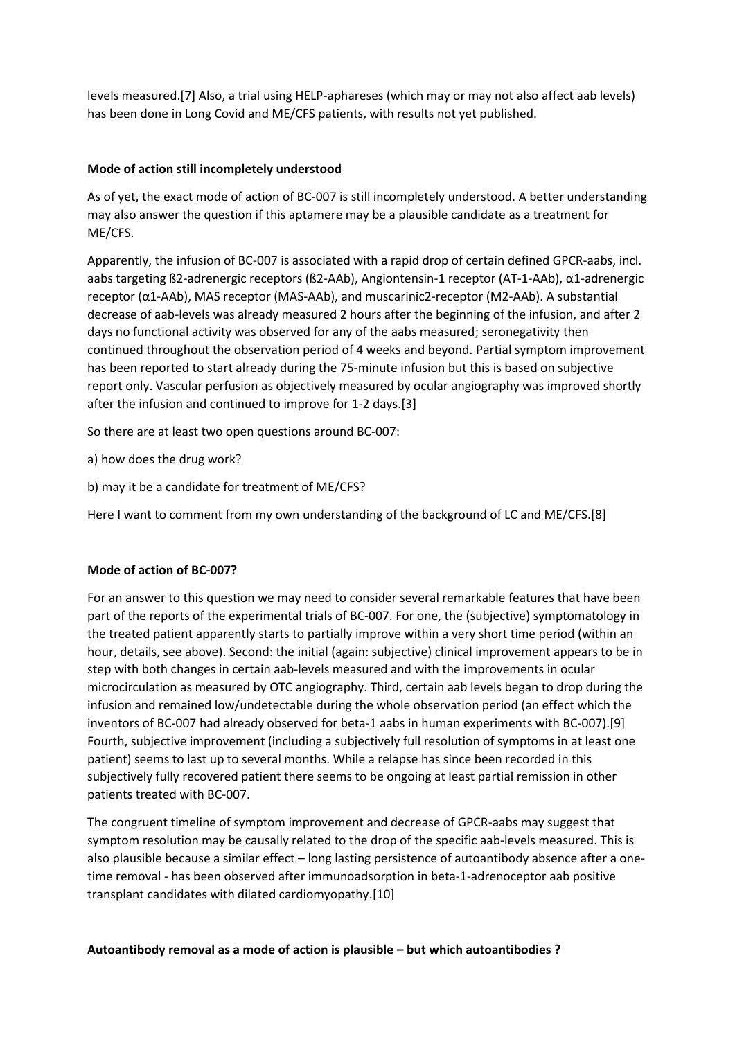levels measured.[7] Also, a trial using HELP-aphareses (which may or may not also affect aab levels) has been done in Long Covid and ME/CFS patients, with results not yet published.

**Mode of action still incompletely understood**

As of yet, the exact mode of action of BC-007 is still incompletely understood. A better understanding may also answer the question if this aptamere may be a plausible candidate as a treatment for ME/CFS.

Apparently, the infusion of BC-007 is associated with a rapid drop of certain defined GPCR-aabs, incl. aabs targeting ß2-adrenergic receptors (ß2-AAb), Angiontensin-1 receptor (AT-1-AAb), α1-adrenergic receptor (α1-AAb), MAS receptor (MAS-AAb), and muscarinic2-receptor (M2-AAb). A substantial decrease of aab-levels was already measured 2 hours after the beginning of the infusion, and after 2 days no functional activity was observed for any of the aabs measured; seronegativity then continued throughout the observation period of 4 weeks and beyond. Partial symptom improvement has been reported to start already during the 75-minute infusion but this is based on subjective report only. Vascular perfusion as objectively measured by ocular angiography was improved shortly after the infusion and continued to improve for 1-2 days.[3]

So there are at least two open questions around BC-007:

a) how does the drug work?

b) may it be a candidate for treatment of ME/CFS?

Here I want to comment from my own understanding of the background of LC and ME/CFS.[8]

**Mode of action of BC-007?**

For an answer to this question we may need to consider several remarkable features that have been part of the reports of the experimental trials of BC-007. For one, the (subjective) symptomatology in the treated patient apparently starts to partially improve within a very short time period (within an hour, details, see above). Second: the initial (again: subjective) clinical improvement appears to be in step with both changes in certain aab-levels measured and with the improvements in ocular microcirculation as measured by OTC angiography. Third, certain aab levels began to drop during the infusion and remained low/undetectable during the whole observation period (an effect which the inventors of BC-007 had already observed for beta-1 aabs in human experiments with BC-007).[9] Fourth, subjective improvement (including a subjectively full resolution of symptoms in at least one patient) seems to last up to several months. While a relapse has since been recorded in this subjectively fully recovered patient there seems to be ongoing at least partial remission in other patients treated with BC-007.

The congruent timeline of symptom improvement and decrease of GPCR-aabs may suggest that symptom resolution may be causally related to the drop of the specific aab-levels measured. This is also plausible because a similar effect – long lasting persistence of autoantibody absence after a one-time removal - has been observed after immunoadsorption in beta-1-adrenoceptor aab positive transplant candidates with dilated cardiomyopathy.[10]

**Autoantibody removal as a mode of action is plausible – but which autoantibodies ?**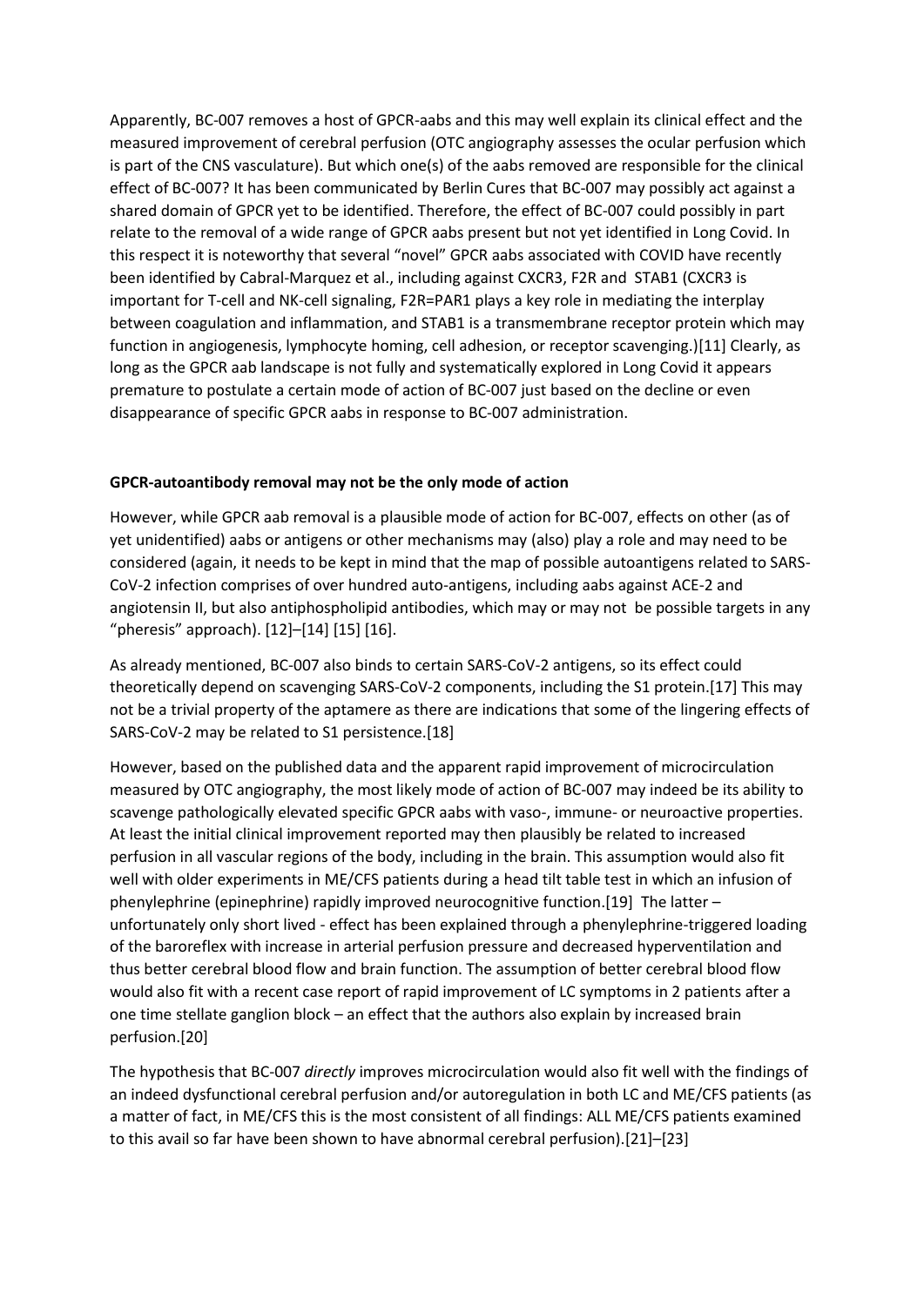Apparently, BC-007 removes a host of GPCR-aabs and this may well explain its clinical effect and the measured improvement of cerebral perfusion (OTC angiography assesses the ocular perfusion which is part of the CNS vasculature). But which one(s) of the aabs removed are responsible for the clinical effect of BC-007? It has been communicated by Berlin Cures that BC-007 may possibly act against a shared domain of GPCR yet to be identified. Therefore, the effect of BC-007 could possibly in part relate to the removal of a wide range of GPCR aabs present but not yet identified in Long Covid. In this respect it is noteworthy that several "novel" GPCR aabs associated with COVID have recently been identified by Cabral-Marquez et al., including against CXCR3, F2R and STAB1 (CXCR3 is important for T-cell and NK-cell signaling, F2R=PAR1 plays a key role in mediating the interplay between coagulation and inflammation, and STAB1 is a transmembrane receptor protein which may function in angiogenesis, lymphocyte homing, cell adhesion, or receptor scavenging.)[11] Clearly, as long as the GPCR aab landscape is not fully and systematically explored in Long Covid it appears premature to postulate a certain mode of action of BC-007 just based on the decline or even disappearance of specific GPCR aabs in response to BC-007 administration.

**GPCR-autoantibody removal may not be the only mode of action**

However, while GPCR aab removal is a plausible mode of action for BC-007, effects on other (as of yet unidentified) aabs or antigens or other mechanisms may (also) play a role and may need to be considered (again, it needs to be kept in mind that the map of possible autoantigens related to SARS-CoV-2 infection comprises of over hundred auto-antigens, including aabs against ACE-2 and angiotensin II, but also antiphospholipid antibodies, which may or may not be possible targets in any "pheresis" approach). [12]–[14] [15] [16].

As already mentioned, BC-007 also binds to certain SARS-CoV-2 antigens, so its effect could theoretically depend on scavenging SARS-CoV-2 components, including the S1 protein.[17] This may not be a trivial property of the aptamere as there are indications that some of the lingering effects of SARS-CoV-2 may be related to S1 persistence.[18]

However, based on the published data and the apparent rapid improvement of microcirculation measured by OTC angiography, the most likely mode of action of BC-007 may indeed be its ability to scavenge pathologically elevated specific GPCR aabs with vaso-, immune- or neuroactive properties. At least the initial clinical improvement reported may then plausibly be related to increased perfusion in all vascular regions of the body, including in the brain. This assumption would also fit well with older experiments in ME/CFS patients during a head tilt table test in which an infusion of phenylephrine (epinephrine) rapidly improved neurocognitive function.[19] The latter – unfortunately only short lived - effect has been explained through a phenylephrine-triggered loading of the baroreflex with increase in arterial perfusion pressure and decreased hyperventilation and thus better cerebral blood flow and brain function. The assumption of better cerebral blood flow would also fit with a recent case report of rapid improvement of LC symptoms in 2 patients after a one time stellate ganglion block – an effect that the authors also explain by increased brain perfusion.[20]

The hypothesis that BC-007 *directly* improves microcirculation would also fit well with the findings of an indeed dysfunctional cerebral perfusion and/or autoregulation in both LC and ME/CFS patients (as a matter of fact, in ME/CFS this is the most consistent of all findings: ALL ME/CFS patients examined to this avail so far have been shown to have abnormal cerebral perfusion).[21]–[23]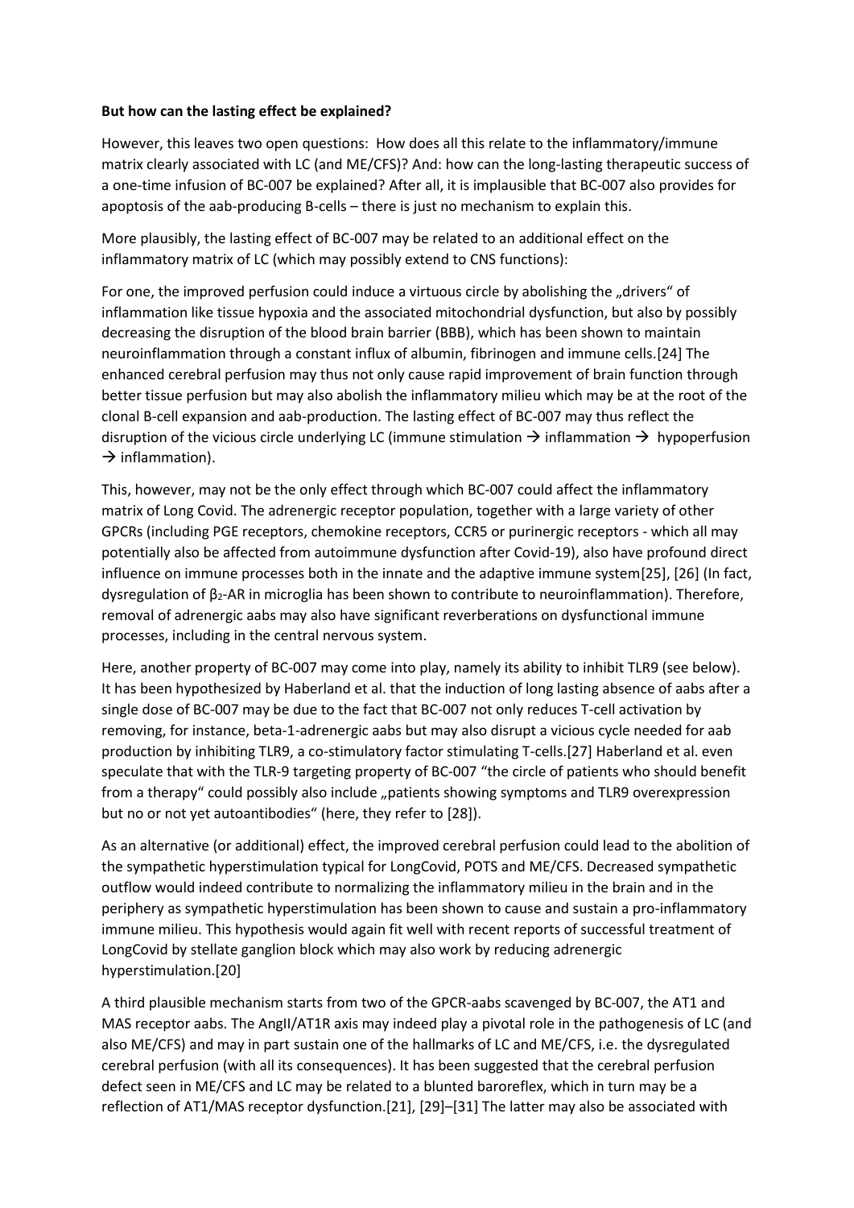**But how can the lasting effect be explained?**

However, this leaves two open questions: How does all this relate to the inflammatory/immune matrix clearly associated with LC (and ME/CFS)? And: how can the long-lasting therapeutic success of a one-time infusion of BC-007 be explained? After all, it is implausible that BC-007 also provides for apoptosis of the aab-producing B-cells – there is just no mechanism to explain this.

More plausibly, the lasting effect of BC-007 may be related to an additional effect on the inflammatory matrix of LC (which may possibly extend to CNS functions):

For one, the improved perfusion could induce a virtuous circle by abolishing the „drivers" of inflammation like tissue hypoxia and the associated mitochondrial dysfunction, but also by possibly decreasing the disruption of the blood brain barrier (BBB), which has been shown to maintain neuroinflammation through a constant influx of albumin, fibrinogen and immune cells.[24] The enhanced cerebral perfusion may thus not only cause rapid improvement of brain function through better tissue perfusion but may also abolish the inflammatory milieu which may be at the root of the clonal B-cell expansion and aab-production. The lasting effect of BC-007 may thus reflect the disruption of the vicious circle underlying LC (immune stimulation → inflammation → hypoperfusion → inflammation).

This, however, may not be the only effect through which BC-007 could affect the inflammatory matrix of Long Covid. The adrenergic receptor population, together with a large variety of other GPCRs (including PGE receptors, chemokine receptors, CCR5 or purinergic receptors - which all may potentially also be affected from autoimmune dysfunction after Covid-19), also have profound direct influence on immune processes both in the innate and the adaptive immune system[25], [26] (In fact, dysregulation of $\beta_2$-AR in microglia has been shown to contribute to neuroinflammation). Therefore, removal of adrenergic aabs may also have significant reverberations on dysfunctional immune processes, including in the central nervous system.

Here, another property of BC-007 may come into play, namely its ability to inhibit TLR9 (see below). It has been hypothesized by Haberland et al. that the induction of long lasting absence of aabs after a single dose of BC-007 may be due to the fact that BC-007 not only reduces T-cell activation by removing, for instance, beta-1-adrenergic aabs but may also disrupt a vicious cycle needed for aab production by inhibiting TLR9, a co-stimulatory factor stimulating T-cells.[27] Haberland et al. even speculate that with the TLR-9 targeting property of BC-007 "the circle of patients who should benefit from a therapy" could possibly also include „patients showing symptoms and TLR9 overexpression but no or not yet autoantibodies" (here, they refer to [28]).

As an alternative (or additional) effect, the improved cerebral perfusion could lead to the abolition of the sympathetic hyperstimulation typical for LongCovid, POTS and ME/CFS. Decreased sympathetic outflow would indeed contribute to normalizing the inflammatory milieu in the brain and in the periphery as sympathetic hyperstimulation has been shown to cause and sustain a pro-inflammatory immune milieu. This hypothesis would again fit well with recent reports of successful treatment of LongCovid by stellate ganglion block which may also work by reducing adrenergic hyperstimulation.[20]

A third plausible mechanism starts from two of the GPCR-aabs scavenged by BC-007, the AT1 and MAS receptor aabs. The AngII/AT1R axis may indeed play a pivotal role in the pathogenesis of LC (and also ME/CFS) and may in part sustain one of the hallmarks of LC and ME/CFS, i.e. the dysregulated cerebral perfusion (with all its consequences). It has been suggested that the cerebral perfusion defect seen in ME/CFS and LC may be related to a blunted baroreflex, which in turn may be a reflection of AT1/MAS receptor dysfunction.[21], [29]–[31] The latter may also be associated with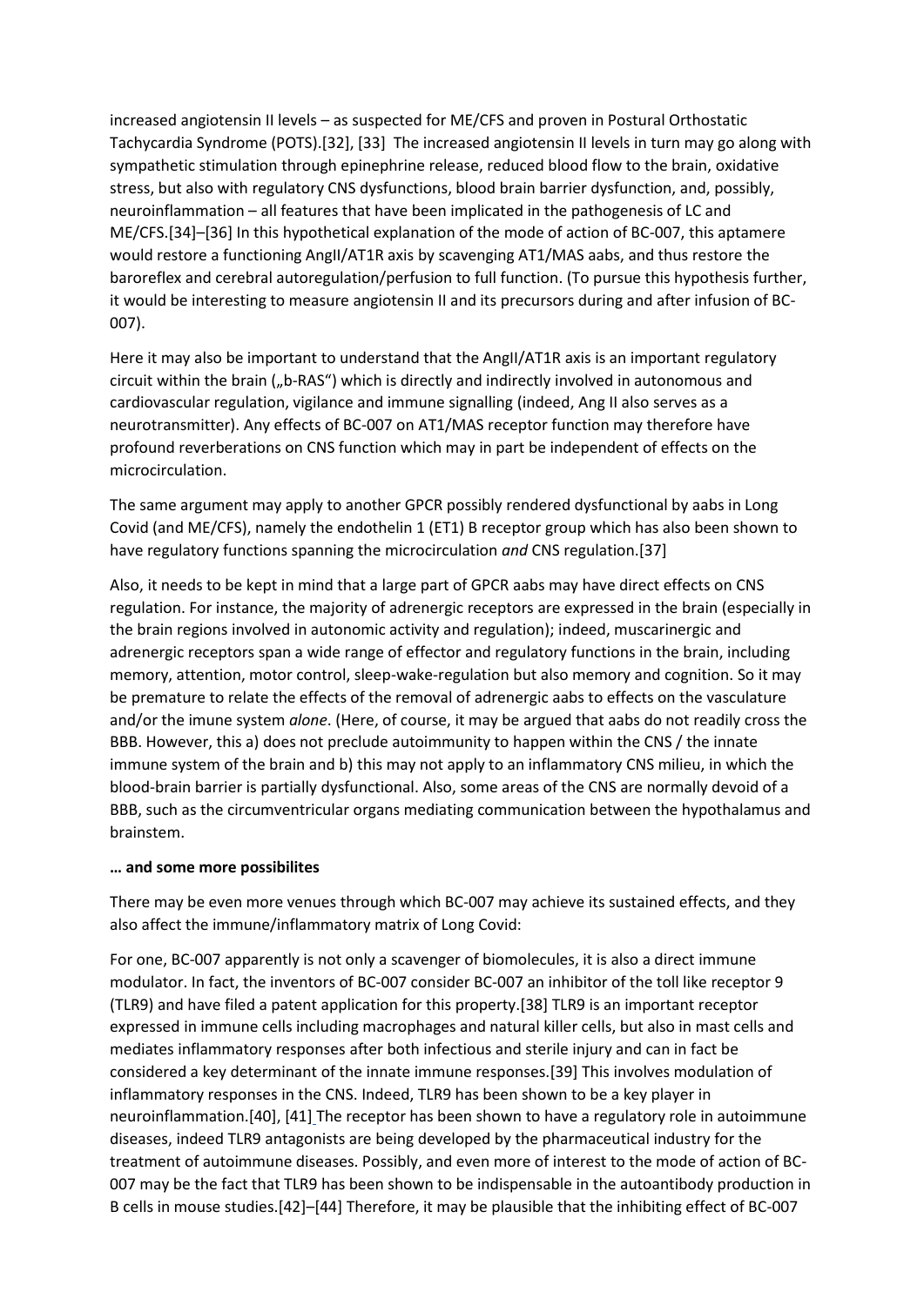increased angiotensin II levels – as suspected for ME/CFS and proven in Postural Orthostatic Tachycardia Syndrome (POTS).[32], [33] The increased angiotensin II levels in turn may go along with sympathetic stimulation through epinephrine release, reduced blood flow to the brain, oxidative stress, but also with regulatory CNS dysfunctions, blood brain barrier dysfunction, and, possibly, neuroinflammation – all features that have been implicated in the pathogenesis of LC and ME/CFS.[34]–[36] In this hypothetical explanation of the mode of action of BC-007, this aptamere would restore a functioning AngII/AT1R axis by scavenging AT1/MAS aabs, and thus restore the baroreflex and cerebral autoregulation/perfusion to full function. (To pursue this hypothesis further, it would be interesting to measure angiotensin II and its precursors during and after infusion of BC-007).

Here it may also be important to understand that the AngII/AT1R axis is an important regulatory circuit within the brain („b-RAS") which is directly and indirectly involved in autonomous and cardiovascular regulation, vigilance and immune signalling (indeed, Ang II also serves as a neurotransmitter). Any effects of BC-007 on AT1/MAS receptor function may therefore have profound reverberations on CNS function which may in part be independent of effects on the microcirculation.

The same argument may apply to another GPCR possibly rendered dysfunctional by aabs in Long Covid (and ME/CFS), namely the endothelin 1 (ET1) B receptor group which has also been shown to have regulatory functions spanning the microcirculation *and* CNS regulation.[37]

Also, it needs to be kept in mind that a large part of GPCR aabs may have direct effects on CNS regulation. For instance, the majority of adrenergic receptors are expressed in the brain (especially in the brain regions involved in autonomic activity and regulation); indeed, muscarinergic and adrenergic receptors span a wide range of effector and regulatory functions in the brain, including memory, attention, motor control, sleep-wake-regulation but also memory and cognition. So it may be premature to relate the effects of the removal of adrenergic aabs to effects on the vasculature and/or the imune system *alone*. (Here, of course, it may be argued that aabs do not readily cross the BBB. However, this a) does not preclude autoimmunity to happen within the CNS / the innate immune system of the brain and b) this may not apply to an inflammatory CNS milieu, in which the blood-brain barrier is partially dysfunctional. Also, some areas of the CNS are normally devoid of a BBB, such as the circumventricular organs mediating communication between the hypothalamus and brainstem.

**… and some more possibilites**

There may be even more venues through which BC-007 may achieve its sustained effects, and they also affect the immune/inflammatory matrix of Long Covid:

For one, BC-007 apparently is not only a scavenger of biomolecules, it is also a direct immune modulator. In fact, the inventors of BC-007 consider BC-007 an inhibitor of the toll like receptor 9 (TLR9) and have filed a patent application for this property.[38] TLR9 is an important receptor expressed in immune cells including macrophages and natural killer cells, but also in mast cells and mediates inflammatory responses after both infectious and sterile injury and can in fact be considered a key determinant of the innate immune responses.[39] This involves modulation of inflammatory responses in the CNS. Indeed, TLR9 has been shown to be a key player in neuroinflammation.[40], [41] The receptor has been shown to have a regulatory role in autoimmune diseases, indeed TLR9 antagonists are being developed by the pharmaceutical industry for the treatment of autoimmune diseases. Possibly, and even more of interest to the mode of action of BC-007 may be the fact that TLR9 has been shown to be indispensable in the autoantibody production in B cells in mouse studies.[42]–[44] Therefore, it may be plausible that the inhibiting effect of BC-007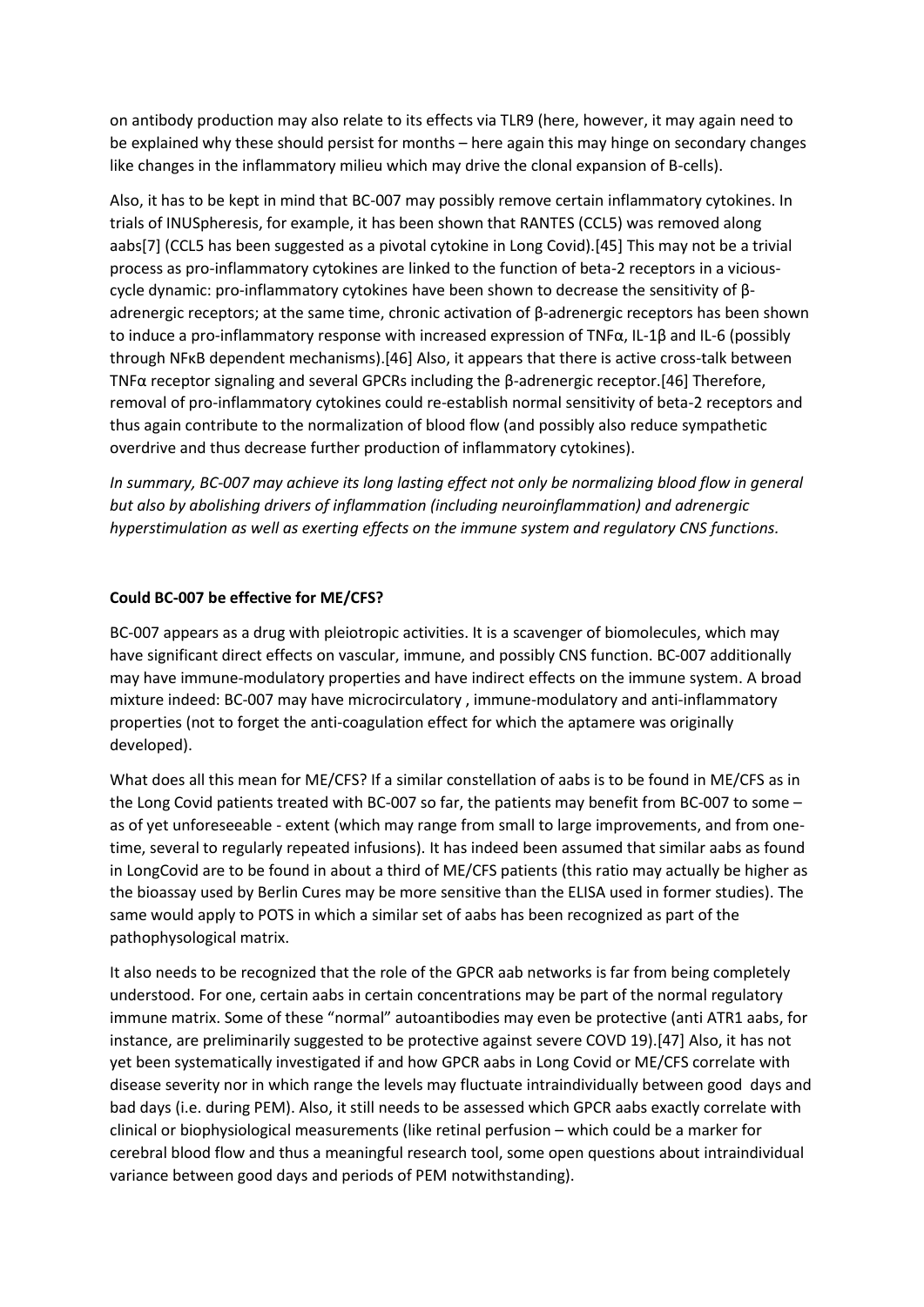on antibody production may also relate to its effects via TLR9 (here, however, it may again need to be explained why these should persist for months – here again this may hinge on secondary changes like changes in the inflammatory milieu which may drive the clonal expansion of B-cells).

Also, it has to be kept in mind that BC-007 may possibly remove certain inflammatory cytokines. In trials of INUSpheresis, for example, it has been shown that RANTES (CCL5) was removed along aabs[7] (CCL5 has been suggested as a pivotal cytokine in Long Covid).[45] This may not be a trivial process as pro-inflammatory cytokines are linked to the function of beta-2 receptors in a vicious-cycle dynamic: pro-inflammatory cytokines have been shown to decrease the sensitivity of β-adrenergic receptors; at the same time, chronic activation of β-adrenergic receptors has been shown to induce a pro-inflammatory response with increased expression of TNFα, IL-1β and IL-6 (possibly through NFκB dependent mechanisms).[46] Also, it appears that there is active cross-talk between TNFα receptor signaling and several GPCRs including the β-adrenergic receptor.[46] Therefore, removal of pro-inflammatory cytokines could re-establish normal sensitivity of beta-2 receptors and thus again contribute to the normalization of blood flow (and possibly also reduce sympathetic overdrive and thus decrease further production of inflammatory cytokines).

*In summary, BC-007 may achieve its long lasting effect not only be normalizing blood flow in general but also by abolishing drivers of inflammation (including neuroinflammation) and adrenergic hyperstimulation as well as exerting effects on the immune system and regulatory CNS functions.*

**Could BC-007 be effective for ME/CFS?**

BC-007 appears as a drug with pleiotropic activities. It is a scavenger of biomolecules, which may have significant direct effects on vascular, immune, and possibly CNS function. BC-007 additionally may have immune-modulatory properties and have indirect effects on the immune system. A broad mixture indeed: BC-007 may have microcirculatory , immune-modulatory and anti-inflammatory properties (not to forget the anti-coagulation effect for which the aptamere was originally developed).

What does all this mean for ME/CFS? If a similar constellation of aabs is to be found in ME/CFS as in the Long Covid patients treated with BC-007 so far, the patients may benefit from BC-007 to some – as of yet unforeseeable - extent (which may range from small to large improvements, and from one-time, several to regularly repeated infusions). It has indeed been assumed that similar aabs as found in LongCovid are to be found in about a third of ME/CFS patients (this ratio may actually be higher as the bioassay used by Berlin Cures may be more sensitive than the ELISA used in former studies). The same would apply to POTS in which a similar set of aabs has been recognized as part of the pathophysological matrix.

It also needs to be recognized that the role of the GPCR aab networks is far from being completely understood. For one, certain aabs in certain concentrations may be part of the normal regulatory immune matrix. Some of these "normal" autoantibodies may even be protective (anti ATR1 aabs, for instance, are preliminarily suggested to be protective against severe COVD 19).[47] Also, it has not yet been systematically investigated if and how GPCR aabs in Long Covid or ME/CFS correlate with disease severity nor in which range the levels may fluctuate intraindividually between good days and bad days (i.e. during PEM). Also, it still needs to be assessed which GPCR aabs exactly correlate with clinical or biophysiological measurements (like retinal perfusion – which could be a marker for cerebral blood flow and thus a meaningful research tool, some open questions about intraindividual variance between good days and periods of PEM notwithstanding).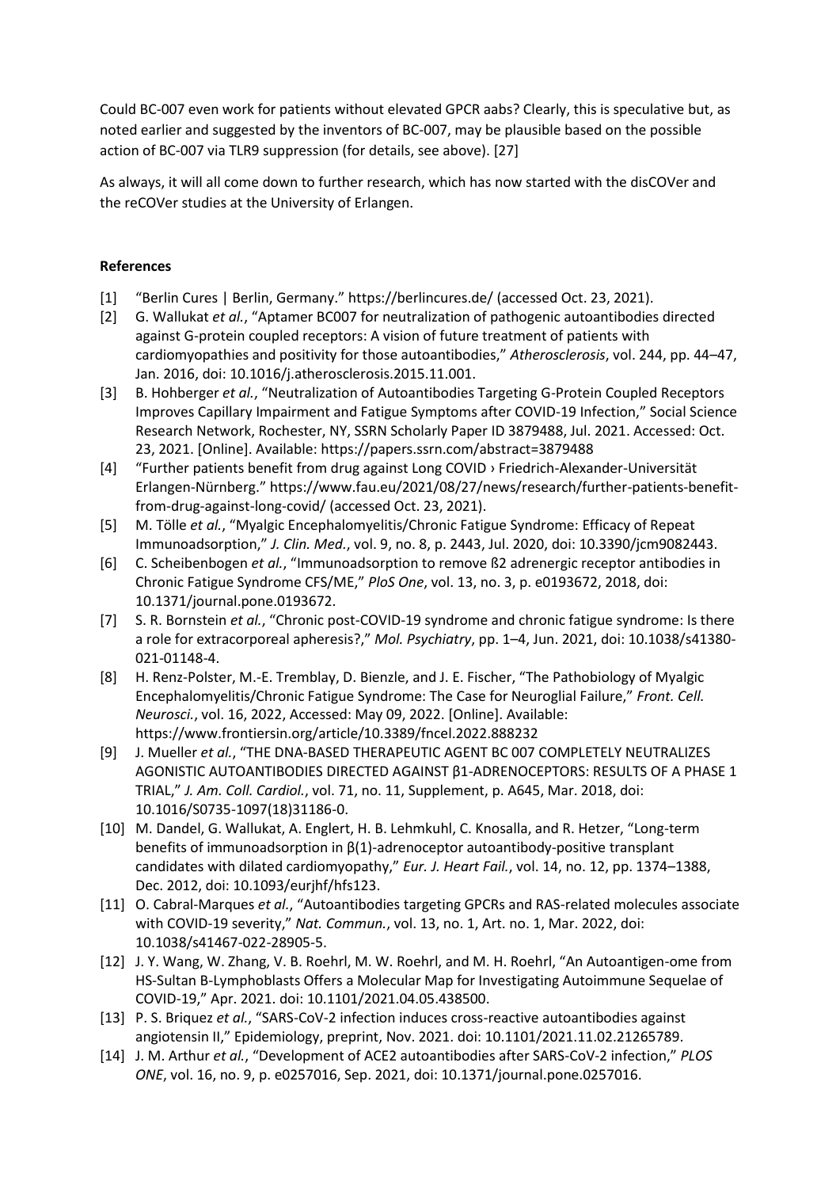Could BC-007 even work for patients without elevated GPCR aabs? Clearly, this is speculative but, as noted earlier and suggested by the inventors of BC-007, may be plausible based on the possible action of BC-007 via TLR9 suppression (for details, see above). [27]

As always, it will all come down to further research, which has now started with the disCOVer and the reCOVer studies at the University of Erlangen.

**References**

[1] "Berlin Cures | Berlin, Germany." https://berlincures.de/ (accessed Oct. 23, 2021).

[2] G. Wallukat *et al.*, "Aptamer BC007 for neutralization of pathogenic autoantibodies directed against G-protein coupled receptors: A vision of future treatment of patients with cardiomyopathies and positivity for those autoantibodies," *Atherosclerosis*, vol. 244, pp. 44–47, Jan. 2016, doi: 10.1016/j.atherosclerosis.2015.11.001.

[3] B. Hohberger *et al.*, "Neutralization of Autoantibodies Targeting G-Protein Coupled Receptors Improves Capillary Impairment and Fatigue Symptoms after COVID-19 Infection," Social Science Research Network, Rochester, NY, SSRN Scholarly Paper ID 3879488, Jul. 2021. Accessed: Oct. 23, 2021. [Online]. Available: https://papers.ssrn.com/abstract=3879488

[4] "Further patients benefit from drug against Long COVID › Friedrich-Alexander-Universität Erlangen-Nürnberg." https://www.fau.eu/2021/08/27/news/research/further-patients-benefit-from-drug-against-long-covid/ (accessed Oct. 23, 2021).

[5] M. Tölle *et al.*, "Myalgic Encephalomyelitis/Chronic Fatigue Syndrome: Efficacy of Repeat Immunoadsorption," *J. Clin. Med.*, vol. 9, no. 8, p. 2443, Jul. 2020, doi: 10.3390/jcm9082443.

[6] C. Scheibenbogen *et al.*, "Immunoadsorption to remove ß2 adrenergic receptor antibodies in Chronic Fatigue Syndrome CFS/ME," *PloS One*, vol. 13, no. 3, p. e0193672, 2018, doi: 10.1371/journal.pone.0193672.

[7] S. R. Bornstein *et al.*, "Chronic post-COVID-19 syndrome and chronic fatigue syndrome: Is there a role for extracorporeal apheresis?," *Mol. Psychiatry*, pp. 1–4, Jun. 2021, doi: 10.1038/s41380-021-01148-4.

[8] H. Renz-Polster, M.-E. Tremblay, D. Bienzle, and J. E. Fischer, "The Pathobiology of Myalgic Encephalomyelitis/Chronic Fatigue Syndrome: The Case for Neuroglial Failure," *Front. Cell. Neurosci.*, vol. 16, 2022, Accessed: May 09, 2022. [Online]. Available: https://www.frontiersin.org/article/10.3389/fncel.2022.888232

[9] J. Mueller *et al.*, "THE DNA-BASED THERAPEUTIC AGENT BC 007 COMPLETELY NEUTRALIZES AGONISTIC AUTOANTIBODIES DIRECTED AGAINST β1-ADRENOCEPTORS: RESULTS OF A PHASE 1 TRIAL," *J. Am. Coll. Cardiol.*, vol. 71, no. 11, Supplement, p. A645, Mar. 2018, doi: 10.1016/S0735-1097(18)31186-0.

[10] M. Dandel, G. Wallukat, A. Englert, H. B. Lehmkuhl, C. Knosalla, and R. Hetzer, "Long-term benefits of immunoadsorption in β(1)-adrenoceptor autoantibody-positive transplant candidates with dilated cardiomyopathy," *Eur. J. Heart Fail.*, vol. 14, no. 12, pp. 1374–1388, Dec. 2012, doi: 10.1093/eurjhf/hfs123.

[11] O. Cabral-Marques *et al.*, "Autoantibodies targeting GPCRs and RAS-related molecules associate with COVID-19 severity," *Nat. Commun.*, vol. 13, no. 1, Art. no. 1, Mar. 2022, doi: 10.1038/s41467-022-28905-5.

[12] J. Y. Wang, W. Zhang, V. B. Roehrl, M. W. Roehrl, and M. H. Roehrl, "An Autoantigen-ome from HS-Sultan B-Lymphoblasts Offers a Molecular Map for Investigating Autoimmune Sequelae of COVID-19," Apr. 2021. doi: 10.1101/2021.04.05.438500.

[13] P. S. Briquez *et al.*, "SARS-CoV-2 infection induces cross-reactive autoantibodies against angiotensin II," Epidemiology, preprint, Nov. 2021. doi: 10.1101/2021.11.02.21265789.

[14] J. M. Arthur *et al.*, "Development of ACE2 autoantibodies after SARS-CoV-2 infection," *PLOS ONE*, vol. 16, no. 9, p. e0257016, Sep. 2021, doi: 10.1371/journal.pone.0257016.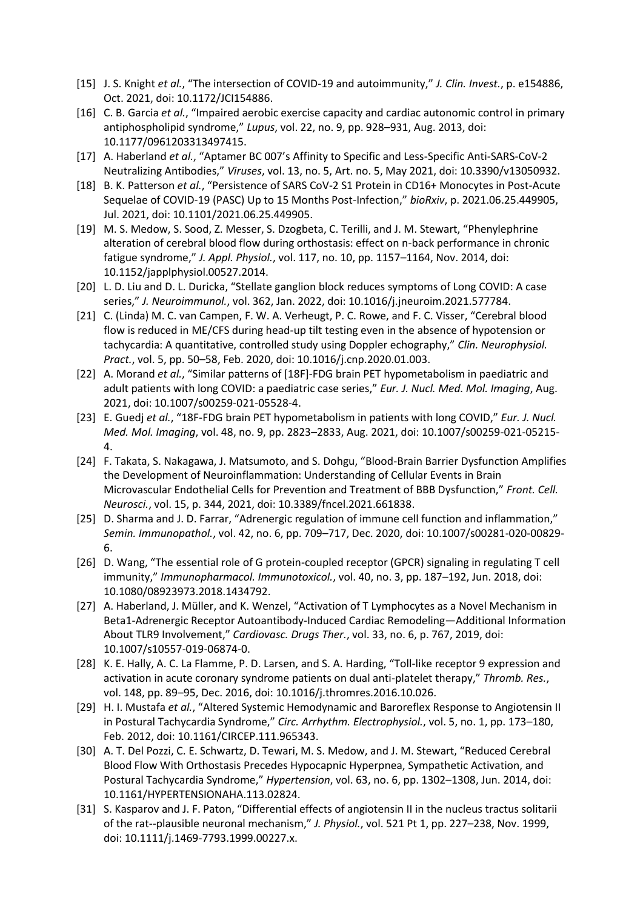[15] J. S. Knight *et al.*, "The intersection of COVID-19 and autoimmunity," *J. Clin. Invest.*, p. e154886, Oct. 2021, doi: 10.1172/JCI154886.

[16] C. B. Garcia *et al.*, "Impaired aerobic exercise capacity and cardiac autonomic control in primary antiphospholipid syndrome," *Lupus*, vol. 22, no. 9, pp. 928–931, Aug. 2013, doi: 10.1177/0961203313497415.

[17] A. Haberland *et al.*, "Aptamer BC 007's Affinity to Specific and Less-Specific Anti-SARS-CoV-2 Neutralizing Antibodies," *Viruses*, vol. 13, no. 5, Art. no. 5, May 2021, doi: 10.3390/v13050932.

[18] B. K. Patterson *et al.*, "Persistence of SARS CoV-2 S1 Protein in CD16+ Monocytes in Post-Acute Sequelae of COVID-19 (PASC) Up to 15 Months Post-Infection," *bioRxiv*, p. 2021.06.25.449905, Jul. 2021, doi: 10.1101/2021.06.25.449905.

[19] M. S. Medow, S. Sood, Z. Messer, S. Dzogbeta, C. Terilli, and J. M. Stewart, "Phenylephrine alteration of cerebral blood flow during orthostasis: effect on n-back performance in chronic fatigue syndrome," *J. Appl. Physiol.*, vol. 117, no. 10, pp. 1157–1164, Nov. 2014, doi: 10.1152/japplphysiol.00527.2014.

[20] L. D. Liu and D. L. Duricka, "Stellate ganglion block reduces symptoms of Long COVID: A case series," *J. Neuroimmunol.*, vol. 362, Jan. 2022, doi: 10.1016/j.jneuroim.2021.577784.

[21] C. (Linda) M. C. van Campen, F. W. A. Verheugt, P. C. Rowe, and F. C. Visser, "Cerebral blood flow is reduced in ME/CFS during head-up tilt testing even in the absence of hypotension or tachycardia: A quantitative, controlled study using Doppler echography," *Clin. Neurophysiol. Pract.*, vol. 5, pp. 50–58, Feb. 2020, doi: 10.1016/j.cnp.2020.01.003.

[22] A. Morand *et al.*, "Similar patterns of [18F]-FDG brain PET hypometabolism in paediatric and adult patients with long COVID: a paediatric case series," *Eur. J. Nucl. Med. Mol. Imaging*, Aug. 2021, doi: 10.1007/s00259-021-05528-4.

[23] E. Guedj *et al.*, "18F-FDG brain PET hypometabolism in patients with long COVID," *Eur. J. Nucl. Med. Mol. Imaging*, vol. 48, no. 9, pp. 2823–2833, Aug. 2021, doi: 10.1007/s00259-021-05215-4.

[24] F. Takata, S. Nakagawa, J. Matsumoto, and S. Dohgu, "Blood-Brain Barrier Dysfunction Amplifies the Development of Neuroinflammation: Understanding of Cellular Events in Brain Microvascular Endothelial Cells for Prevention and Treatment of BBB Dysfunction," *Front. Cell. Neurosci.*, vol. 15, p. 344, 2021, doi: 10.3389/fncel.2021.661838.

[25] D. Sharma and J. D. Farrar, "Adrenergic regulation of immune cell function and inflammation," *Semin. Immunopathol.*, vol. 42, no. 6, pp. 709–717, Dec. 2020, doi: 10.1007/s00281-020-00829-6.

[26] D. Wang, "The essential role of G protein-coupled receptor (GPCR) signaling in regulating T cell immunity," *Immunopharmacol. Immunotoxicol.*, vol. 40, no. 3, pp. 187–192, Jun. 2018, doi: 10.1080/08923973.2018.1434792.

[27] A. Haberland, J. Müller, and K. Wenzel, "Activation of T Lymphocytes as a Novel Mechanism in Beta1-Adrenergic Receptor Autoantibody-Induced Cardiac Remodeling—Additional Information About TLR9 Involvement," *Cardiovasc. Drugs Ther.*, vol. 33, no. 6, p. 767, 2019, doi: 10.1007/s10557-019-06874-0.

[28] K. E. Hally, A. C. La Flamme, P. D. Larsen, and S. A. Harding, "Toll-like receptor 9 expression and activation in acute coronary syndrome patients on dual anti-platelet therapy," *Thromb. Res.*, vol. 148, pp. 89–95, Dec. 2016, doi: 10.1016/j.thromres.2016.10.026.

[29] H. I. Mustafa *et al.*, "Altered Systemic Hemodynamic and Baroreflex Response to Angiotensin II in Postural Tachycardia Syndrome," *Circ. Arrhythm. Electrophysiol.*, vol. 5, no. 1, pp. 173–180, Feb. 2012, doi: 10.1161/CIRCEP.111.965343.

[30] A. T. Del Pozzi, C. E. Schwartz, D. Tewari, M. S. Medow, and J. M. Stewart, "Reduced Cerebral Blood Flow With Orthostasis Precedes Hypocapnic Hyperpnea, Sympathetic Activation, and Postural Tachycardia Syndrome," *Hypertension*, vol. 63, no. 6, pp. 1302–1308, Jun. 2014, doi: 10.1161/HYPERTENSIONAHA.113.02824.

[31] S. Kasparov and J. F. Paton, "Differential effects of angiotensin II in the nucleus tractus solitarii of the rat--plausible neuronal mechanism," *J. Physiol.*, vol. 521 Pt 1, pp. 227–238, Nov. 1999, doi: 10.1111/j.1469-7793.1999.00227.x.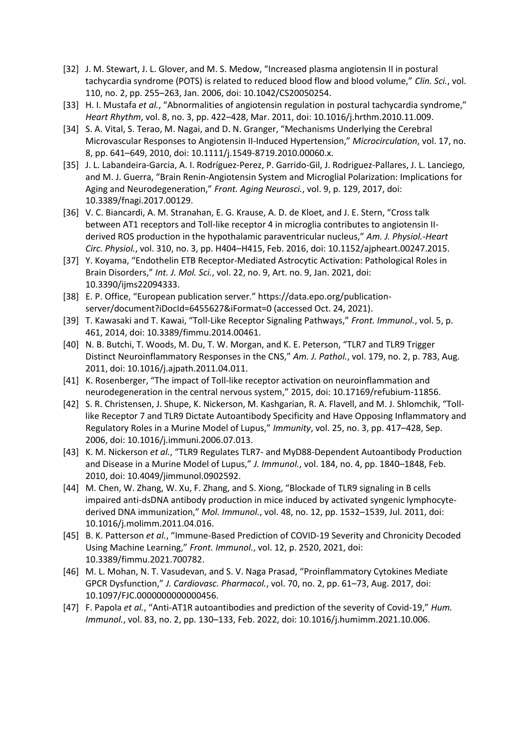[32] J. M. Stewart, J. L. Glover, and M. S. Medow, "Increased plasma angiotensin II in postural tachycardia syndrome (POTS) is related to reduced blood flow and blood volume," *Clin. Sci.*, vol. 110, no. 2, pp. 255–263, Jan. 2006, doi: 10.1042/CS20050254.

[33] H. I. Mustafa *et al.*, "Abnormalities of angiotensin regulation in postural tachycardia syndrome," *Heart Rhythm*, vol. 8, no. 3, pp. 422–428, Mar. 2011, doi: 10.1016/j.hrthm.2010.11.009.

[34] S. A. Vital, S. Terao, M. Nagai, and D. N. Granger, "Mechanisms Underlying the Cerebral Microvascular Responses to Angiotensin II-Induced Hypertension," *Microcirculation*, vol. 17, no. 8, pp. 641–649, 2010, doi: 10.1111/j.1549-8719.2010.00060.x.

[35] J. L. Labandeira-Garcia, A. I. Rodríguez-Perez, P. Garrido-Gil, J. Rodriguez-Pallares, J. L. Lanciego, and M. J. Guerra, "Brain Renin-Angiotensin System and Microglial Polarization: Implications for Aging and Neurodegeneration," *Front. Aging Neurosci.*, vol. 9, p. 129, 2017, doi: 10.3389/fnagi.2017.00129.

[36] V. C. Biancardi, A. M. Stranahan, E. G. Krause, A. D. de Kloet, and J. E. Stern, "Cross talk between AT1 receptors and Toll-like receptor 4 in microglia contributes to angiotensin II-derived ROS production in the hypothalamic paraventricular nucleus," *Am. J. Physiol.-Heart Circ. Physiol.*, vol. 310, no. 3, pp. H404–H415, Feb. 2016, doi: 10.1152/ajpheart.00247.2015.

[37] Y. Koyama, "Endothelin ETB Receptor-Mediated Astrocytic Activation: Pathological Roles in Brain Disorders," *Int. J. Mol. Sci.*, vol. 22, no. 9, Art. no. 9, Jan. 2021, doi: 10.3390/ijms22094333.

[38] E. P. Office, "European publication server." https://data.epo.org/publication-server/document?iDocId=6455627&iFormat=0 (accessed Oct. 24, 2021).

[39] T. Kawasaki and T. Kawai, "Toll-Like Receptor Signaling Pathways," *Front. Immunol.*, vol. 5, p. 461, 2014, doi: 10.3389/fimmu.2014.00461.

[40] N. B. Butchi, T. Woods, M. Du, T. W. Morgan, and K. E. Peterson, "TLR7 and TLR9 Trigger Distinct Neuroinflammatory Responses in the CNS," *Am. J. Pathol.*, vol. 179, no. 2, p. 783, Aug. 2011, doi: 10.1016/j.ajpath.2011.04.011.

[41] K. Rosenberger, "The impact of Toll-like receptor activation on neuroinflammation and neurodegeneration in the central nervous system," 2015, doi: 10.17169/refubium-11856.

[42] S. R. Christensen, J. Shupe, K. Nickerson, M. Kashgarian, R. A. Flavell, and M. J. Shlomchik, "Toll-like Receptor 7 and TLR9 Dictate Autoantibody Specificity and Have Opposing Inflammatory and Regulatory Roles in a Murine Model of Lupus," *Immunity*, vol. 25, no. 3, pp. 417–428, Sep. 2006, doi: 10.1016/j.immuni.2006.07.013.

[43] K. M. Nickerson *et al.*, "TLR9 Regulates TLR7- and MyD88-Dependent Autoantibody Production and Disease in a Murine Model of Lupus," *J. Immunol.*, vol. 184, no. 4, pp. 1840–1848, Feb. 2010, doi: 10.4049/jimmunol.0902592.

[44] M. Chen, W. Zhang, W. Xu, F. Zhang, and S. Xiong, "Blockade of TLR9 signaling in B cells impaired anti-dsDNA antibody production in mice induced by activated syngenic lymphocyte-derived DNA immunization," *Mol. Immunol.*, vol. 48, no. 12, pp. 1532–1539, Jul. 2011, doi: 10.1016/j.molimm.2011.04.016.

[45] B. K. Patterson *et al.*, "Immune-Based Prediction of COVID-19 Severity and Chronicity Decoded Using Machine Learning," *Front. Immunol.*, vol. 12, p. 2520, 2021, doi: 10.3389/fimmu.2021.700782.

[46] M. L. Mohan, N. T. Vasudevan, and S. V. Naga Prasad, "Proinflammatory Cytokines Mediate GPCR Dysfunction," *J. Cardiovasc. Pharmacol.*, vol. 70, no. 2, pp. 61–73, Aug. 2017, doi: 10.1097/FJC.0000000000000456.

[47] F. Papola *et al.*, "Anti-AT1R autoantibodies and prediction of the severity of Covid-19," *Hum. Immunol.*, vol. 83, no. 2, pp. 130–133, Feb. 2022, doi: 10.1016/j.humimm.2021.10.006.